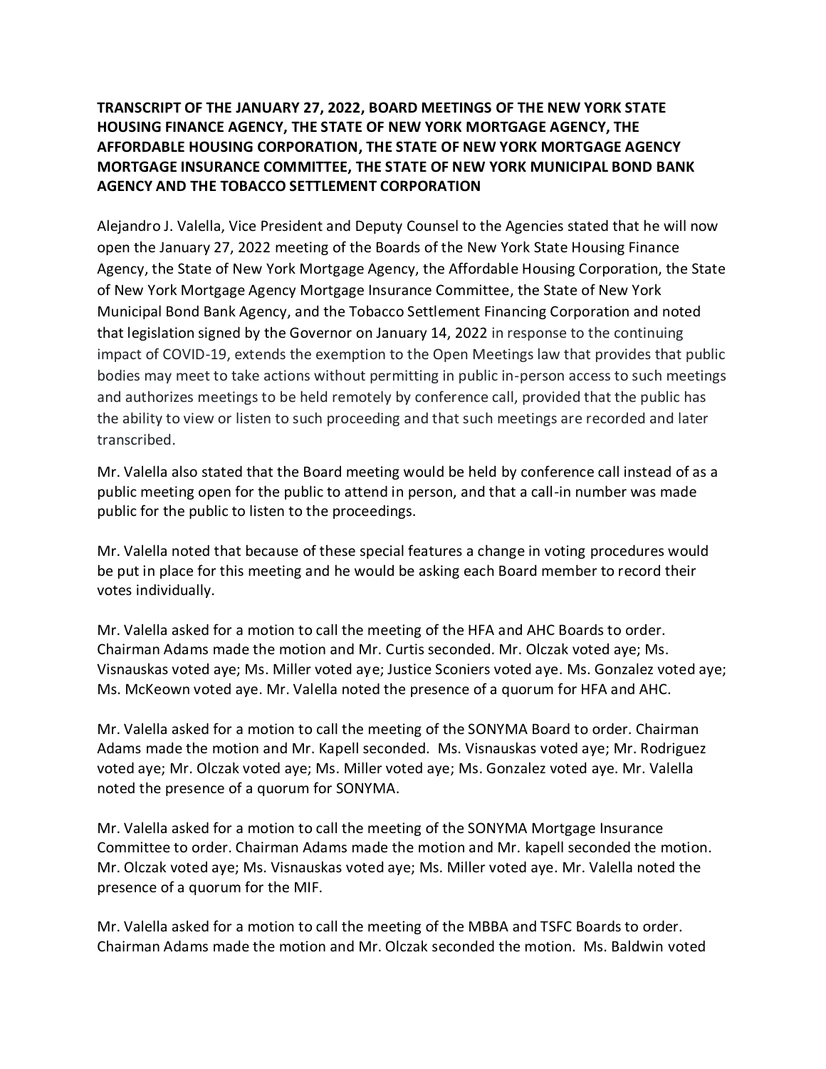**TRANSCRIPT OF THE JANUARY 27, 2022, BOARD MEETINGS OF THE NEW YORK STATE HOUSING FINANCE AGENCY, THE STATE OF NEW YORK MORTGAGE AGENCY, THE AFFORDABLE HOUSING CORPORATION, THE STATE OF NEW YORK MORTGAGE AGENCY MORTGAGE INSURANCE COMMITTEE, THE STATE OF NEW YORK MUNICIPAL BOND BANK AGENCY AND THE TOBACCO SETTLEMENT CORPORATION**

Alejandro J. Valella, Vice President and Deputy Counsel to the Agencies stated that he will now open the January 27, 2022 meeting of the Boards of the New York State Housing Finance Agency, the State of New York Mortgage Agency, the Affordable Housing Corporation, the State of New York Mortgage Agency Mortgage Insurance Committee, the State of New York Municipal Bond Bank Agency, and the Tobacco Settlement Financing Corporation and noted that legislation signed by the Governor on January 14, 2022 in response to the continuing impact of COVID-19, extends the exemption to the Open Meetings law that provides that public bodies may meet to take actions without permitting in public in-person access to such meetings and authorizes meetings to be held remotely by conference call, provided that the public has the ability to view or listen to such proceeding and that such meetings are recorded and later transcribed.

Mr. Valella also stated that the Board meeting would be held by conference call instead of as a public meeting open for the public to attend in person, and that a call-in number was made public for the public to listen to the proceedings.

Mr. Valella noted that because of these special features a change in voting procedures would be put in place for this meeting and he would be asking each Board member to record their votes individually.

Mr. Valella asked for a motion to call the meeting of the HFA and AHC Boards to order. Chairman Adams made the motion and Mr. Curtis seconded. Mr. Olczak voted aye; Ms. Visnauskas voted aye; Ms. Miller voted aye; Justice Sconiers voted aye. Ms. Gonzalez voted aye; Ms. McKeown voted aye. Mr. Valella noted the presence of a quorum for HFA and AHC.

Mr. Valella asked for a motion to call the meeting of the SONYMA Board to order. Chairman Adams made the motion and Mr. Kapell seconded. Ms. Visnauskas voted aye; Mr. Rodriguez voted aye; Mr. Olczak voted aye; Ms. Miller voted aye; Ms. Gonzalez voted aye. Mr. Valella noted the presence of a quorum for SONYMA.

Mr. Valella asked for a motion to call the meeting of the SONYMA Mortgage Insurance Committee to order. Chairman Adams made the motion and Mr. kapell seconded the motion. Mr. Olczak voted aye; Ms. Visnauskas voted aye; Ms. Miller voted aye. Mr. Valella noted the presence of a quorum for the MIF.

Mr. Valella asked for a motion to call the meeting of the MBBA and TSFC Boards to order. Chairman Adams made the motion and Mr. Olczak seconded the motion. Ms. Baldwin voted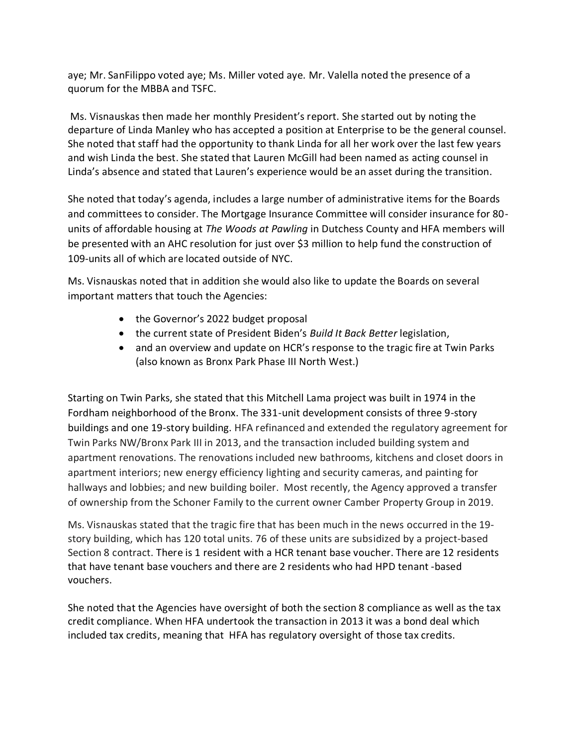aye; Mr. SanFilippo voted aye; Ms. Miller voted aye. Mr. Valella noted the presence of a quorum for the MBBA and TSFC.

Ms. Visnauskas then made her monthly President's report. She started out by noting the departure of Linda Manley who has accepted a position at Enterprise to be the general counsel. She noted that staff had the opportunity to thank Linda for all her work over the last few years and wish Linda the best. She stated that Lauren McGill had been named as acting counsel in Linda's absence and stated that Lauren's experience would be an asset during the transition.

She noted that today's agenda, includes a large number of administrative items for the Boards and committees to consider. The Mortgage Insurance Committee will consider insurance for 80-units of affordable housing at *The Woods at Pawling* in Dutchess County and HFA members will be presented with an AHC resolution for just over $3 million to help fund the construction of 109-units all of which are located outside of NYC.

Ms. Visnauskas noted that in addition she would also like to update the Boards on several important matters that touch the Agencies:

- the Governor's 2022 budget proposal
- the current state of President Biden's *Build It Back Better* legislation,
- and an overview and update on HCR's response to the tragic fire at Twin Parks (also known as Bronx Park Phase III North West.)

Starting on Twin Parks, she stated that this Mitchell Lama project was built in 1974 in the Fordham neighborhood of the Bronx. The 331-unit development consists of three 9-story buildings and one 19-story building. HFA refinanced and extended the regulatory agreement for Twin Parks NW/Bronx Park III in 2013, and the transaction included building system and apartment renovations. The renovations included new bathrooms, kitchens and closet doors in apartment interiors; new energy efficiency lighting and security cameras, and painting for hallways and lobbies; and new building boiler. Most recently, the Agency approved a transfer of ownership from the Schoner Family to the current owner Camber Property Group in 2019.

Ms. Visnauskas stated that the tragic fire that has been much in the news occurred in the 19-story building, which has 120 total units. 76 of these units are subsidized by a project-based Section 8 contract. There is 1 resident with a HCR tenant base voucher. There are 12 residents that have tenant base vouchers and there are 2 residents who had HPD tenant -based vouchers.

She noted that the Agencies have oversight of both the section 8 compliance as well as the tax credit compliance. When HFA undertook the transaction in 2013 it was a bond deal which included tax credits, meaning that HFA has regulatory oversight of those tax credits.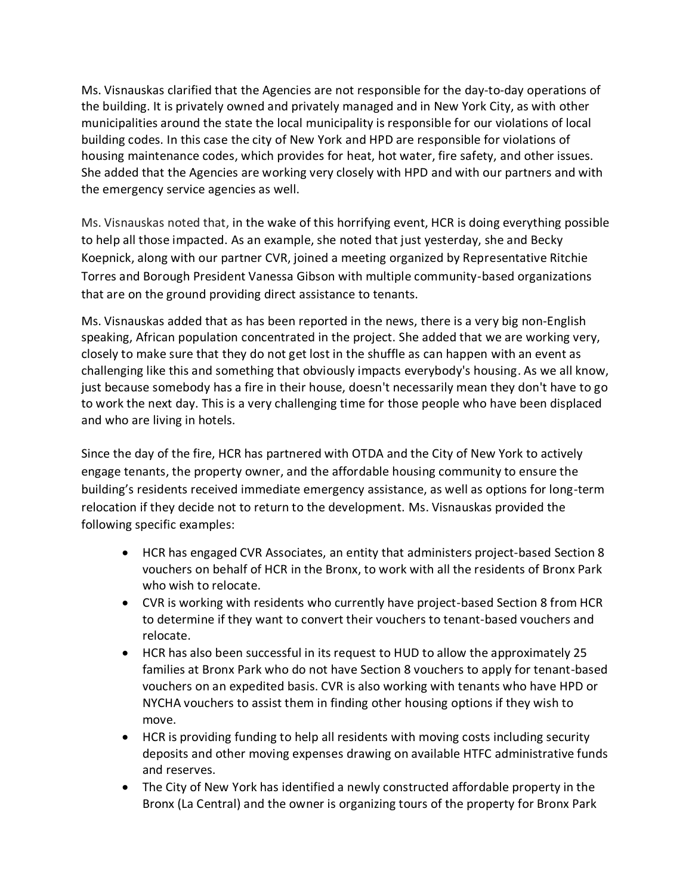Ms. Visnauskas clarified that the Agencies are not responsible for the day-to-day operations of the building. It is privately owned and privately managed and in New York City, as with other municipalities around the state the local municipality is responsible for our violations of local building codes. In this case the city of New York and HPD are responsible for violations of housing maintenance codes, which provides for heat, hot water, fire safety, and other issues. She added that the Agencies are working very closely with HPD and with our partners and with the emergency service agencies as well.

Ms. Visnauskas noted that, in the wake of this horrifying event, HCR is doing everything possible to help all those impacted. As an example, she noted that just yesterday, she and Becky Koepnick, along with our partner CVR, joined a meeting organized by Representative Ritchie Torres and Borough President Vanessa Gibson with multiple community-based organizations that are on the ground providing direct assistance to tenants.

Ms. Visnauskas added that as has been reported in the news, there is a very big non-English speaking, African population concentrated in the project. She added that we are working very, closely to make sure that they do not get lost in the shuffle as can happen with an event as challenging like this and something that obviously impacts everybody's housing. As we all know, just because somebody has a fire in their house, doesn't necessarily mean they don't have to go to work the next day. This is a very challenging time for those people who have been displaced and who are living in hotels.

Since the day of the fire, HCR has partnered with OTDA and the City of New York to actively engage tenants, the property owner, and the affordable housing community to ensure the building's residents received immediate emergency assistance, as well as options for long-term relocation if they decide not to return to the development. Ms. Visnauskas provided the following specific examples:

- HCR has engaged CVR Associates, an entity that administers project-based Section 8 vouchers on behalf of HCR in the Bronx, to work with all the residents of Bronx Park who wish to relocate.
- CVR is working with residents who currently have project-based Section 8 from HCR to determine if they want to convert their vouchers to tenant-based vouchers and relocate.
- HCR has also been successful in its request to HUD to allow the approximately 25 families at Bronx Park who do not have Section 8 vouchers to apply for tenant-based vouchers on an expedited basis. CVR is also working with tenants who have HPD or NYCHA vouchers to assist them in finding other housing options if they wish to move.
- HCR is providing funding to help all residents with moving costs including security deposits and other moving expenses drawing on available HTFC administrative funds and reserves.
- The City of New York has identified a newly constructed affordable property in the Bronx (La Central) and the owner is organizing tours of the property for Bronx Park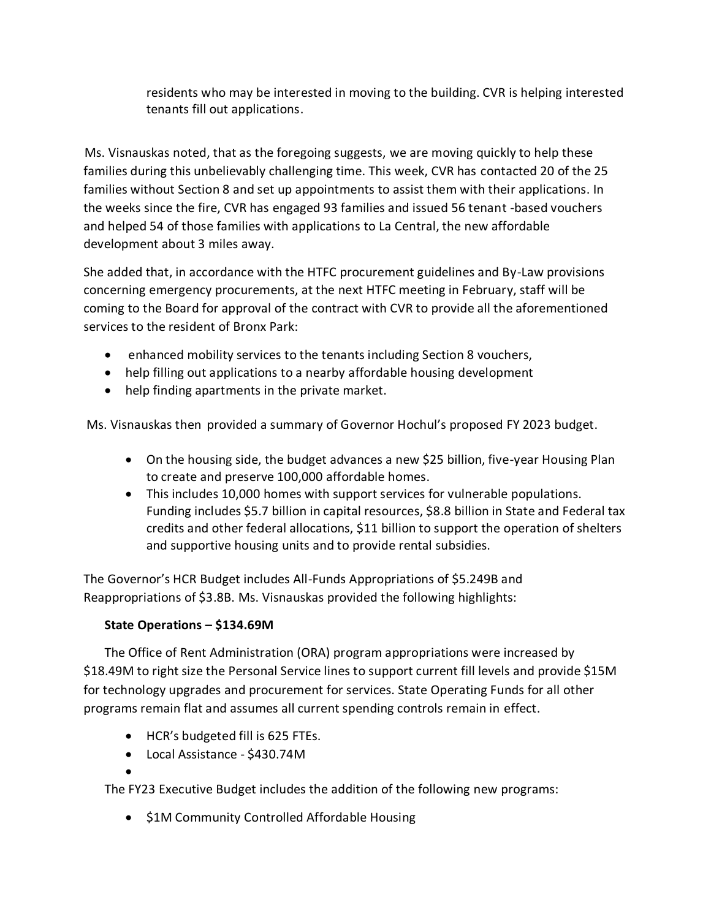residents who may be interested in moving to the building. CVR is helping interested tenants fill out applications.

Ms. Visnauskas noted, that as the foregoing suggests, we are moving quickly to help these families during this unbelievably challenging time. This week, CVR has contacted 20 of the 25 families without Section 8 and set up appointments to assist them with their applications. In the weeks since the fire, CVR has engaged 93 families and issued 56 tenant -based vouchers and helped 54 of those families with applications to La Central, the new affordable development about 3 miles away.

She added that, in accordance with the HTFC procurement guidelines and By-Law provisions concerning emergency procurements, at the next HTFC meeting in February, staff will be coming to the Board for approval of the contract with CVR to provide all the aforementioned services to the resident of Bronx Park:

- enhanced mobility services to the tenants including Section 8 vouchers,
- help filling out applications to a nearby affordable housing development
- help finding apartments in the private market.

Ms. Visnauskas then provided a summary of Governor Hochul's proposed FY 2023 budget.

- On the housing side, the budget advances a new $25 billion, five-year Housing Plan to create and preserve 100,000 affordable homes.
- This includes 10,000 homes with support services for vulnerable populations. Funding includes $5.7 billion in capital resources, $8.8 billion in State and Federal tax credits and other federal allocations, $11 billion to support the operation of shelters and supportive housing units and to provide rental subsidies.

The Governor's HCR Budget includes All-Funds Appropriations of $5.249B and Reappropriations of $3.8B. Ms. Visnauskas provided the following highlights:

**State Operations – $134.69M**

The Office of Rent Administration (ORA) program appropriations were increased by $18.49M to right size the Personal Service lines to support current fill levels and provide $15M for technology upgrades and procurement for services. State Operating Funds for all other programs remain flat and assumes all current spending controls remain in effect.

- HCR's budgeted fill is 625 FTEs.
- Local Assistance - $430.74M

The FY23 Executive Budget includes the addition of the following new programs:

- $1M Community Controlled Affordable Housing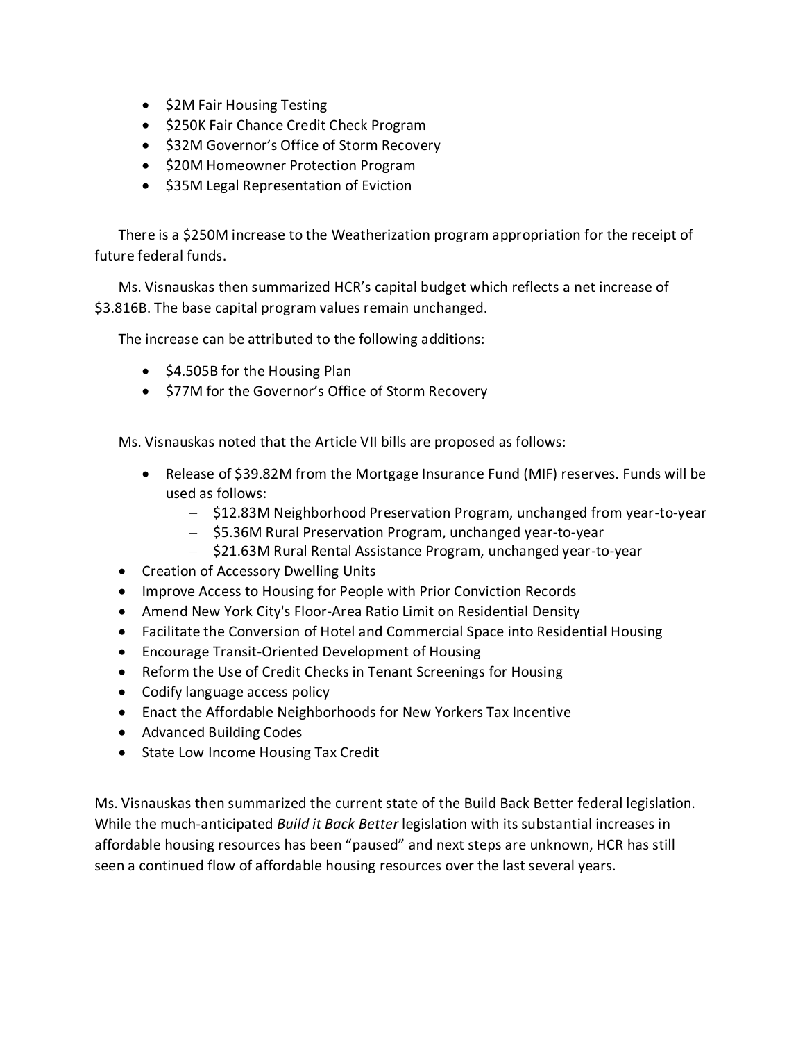- $2M Fair Housing Testing
- $250K Fair Chance Credit Check Program
- $32M Governor's Office of Storm Recovery
- $20M Homeowner Protection Program
- $35M Legal Representation of Eviction

There is a $250M increase to the Weatherization program appropriation for the receipt of future federal funds.

Ms. Visnauskas then summarized HCR's capital budget which reflects a net increase of $3.816B. The base capital program values remain unchanged.

The increase can be attributed to the following additions:

- $4.505B for the Housing Plan
- $77M for the Governor's Office of Storm Recovery

Ms. Visnauskas noted that the Article VII bills are proposed as follows:

- Release of $39.82M from the Mortgage Insurance Fund (MIF) reserves. Funds will be used as follows:
  - $12.83M Neighborhood Preservation Program, unchanged from year-to-year
  - $5.36M Rural Preservation Program, unchanged year-to-year
  - $21.63M Rural Rental Assistance Program, unchanged year-to-year
- Creation of Accessory Dwelling Units
- Improve Access to Housing for People with Prior Conviction Records
- Amend New York City's Floor-Area Ratio Limit on Residential Density
- Facilitate the Conversion of Hotel and Commercial Space into Residential Housing
- Encourage Transit-Oriented Development of Housing
- Reform the Use of Credit Checks in Tenant Screenings for Housing
- Codify language access policy
- Enact the Affordable Neighborhoods for New Yorkers Tax Incentive
- Advanced Building Codes
- State Low Income Housing Tax Credit

Ms. Visnauskas then summarized the current state of the Build Back Better federal legislation. While the much-anticipated *Build it Back Better* legislation with its substantial increases in affordable housing resources has been "paused" and next steps are unknown, HCR has still seen a continued flow of affordable housing resources over the last several years.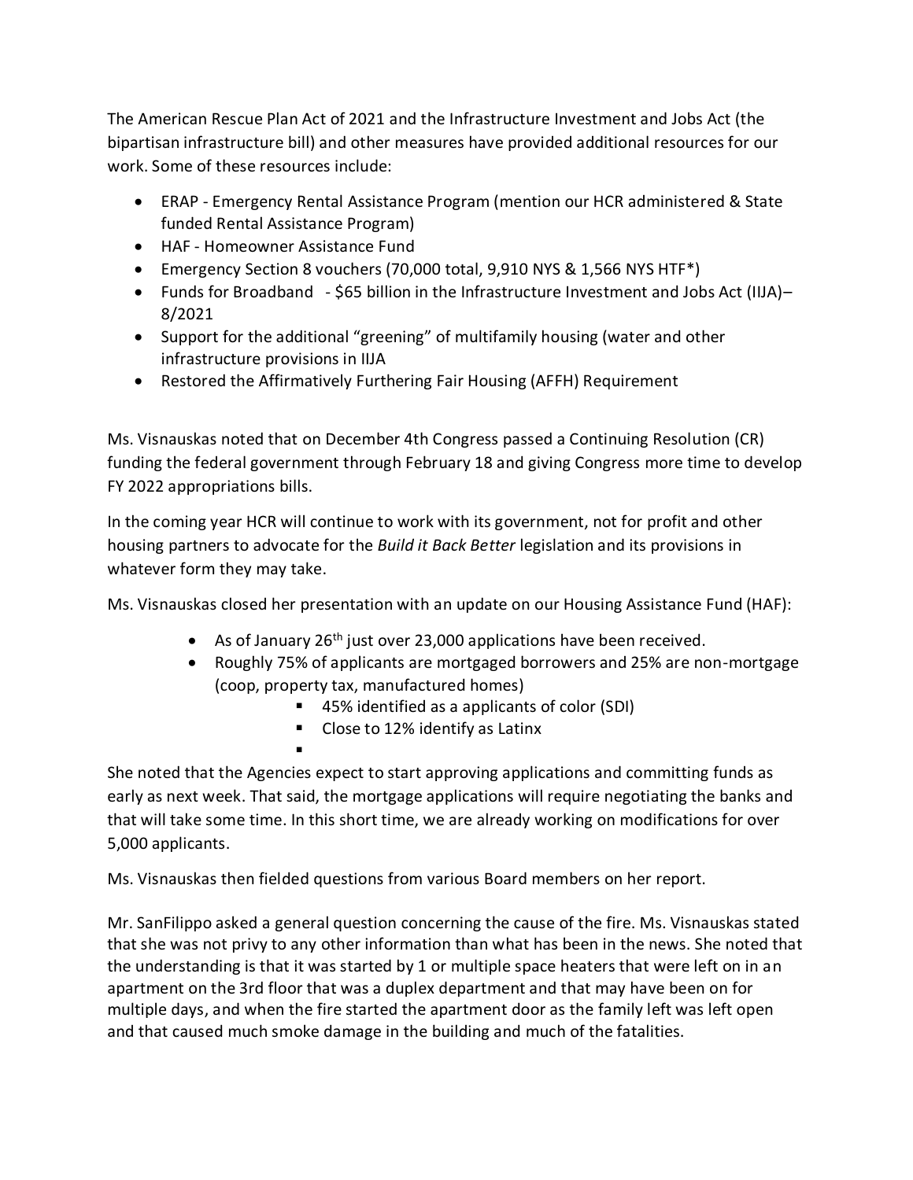The American Rescue Plan Act of 2021 and the Infrastructure Investment and Jobs Act (the bipartisan infrastructure bill) and other measures have provided additional resources for our work. Some of these resources include:

- ERAP - Emergency Rental Assistance Program (mention our HCR administered & State funded Rental Assistance Program)
- HAF - Homeowner Assistance Fund
- Emergency Section 8 vouchers (70,000 total, 9,910 NYS & 1,566 NYS HTF*)
- Funds for Broadband - $65 billion in the Infrastructure Investment and Jobs Act (IIJA)– 8/2021
- Support for the additional "greening" of multifamily housing (water and other infrastructure provisions in IIJA
- Restored the Affirmatively Furthering Fair Housing (AFFH) Requirement

Ms. Visnauskas noted that on December 4th Congress passed a Continuing Resolution (CR) funding the federal government through February 18 and giving Congress more time to develop FY 2022 appropriations bills.

In the coming year HCR will continue to work with its government, not for profit and other housing partners to advocate for the *Build it Back Better* legislation and its provisions in whatever form they may take.

Ms. Visnauskas closed her presentation with an update on our Housing Assistance Fund (HAF):

- As of January 26th just over 23,000 applications have been received.
- Roughly 75% of applicants are mortgaged borrowers and 25% are non-mortgage (coop, property tax, manufactured homes)
    - 45% identified as a applicants of color (SDI)
    - Close to 12% identify as Latinx

She noted that the Agencies expect to start approving applications and committing funds as early as next week. That said, the mortgage applications will require negotiating the banks and that will take some time. In this short time, we are already working on modifications for over 5,000 applicants.

Ms. Visnauskas then fielded questions from various Board members on her report.

Mr. SanFilippo asked a general question concerning the cause of the fire. Ms. Visnauskas stated that she was not privy to any other information than what has been in the news. She noted that the understanding is that it was started by 1 or multiple space heaters that were left on in an apartment on the 3rd floor that was a duplex department and that may have been on for multiple days, and when the fire started the apartment door as the family left was left open and that caused much smoke damage in the building and much of the fatalities.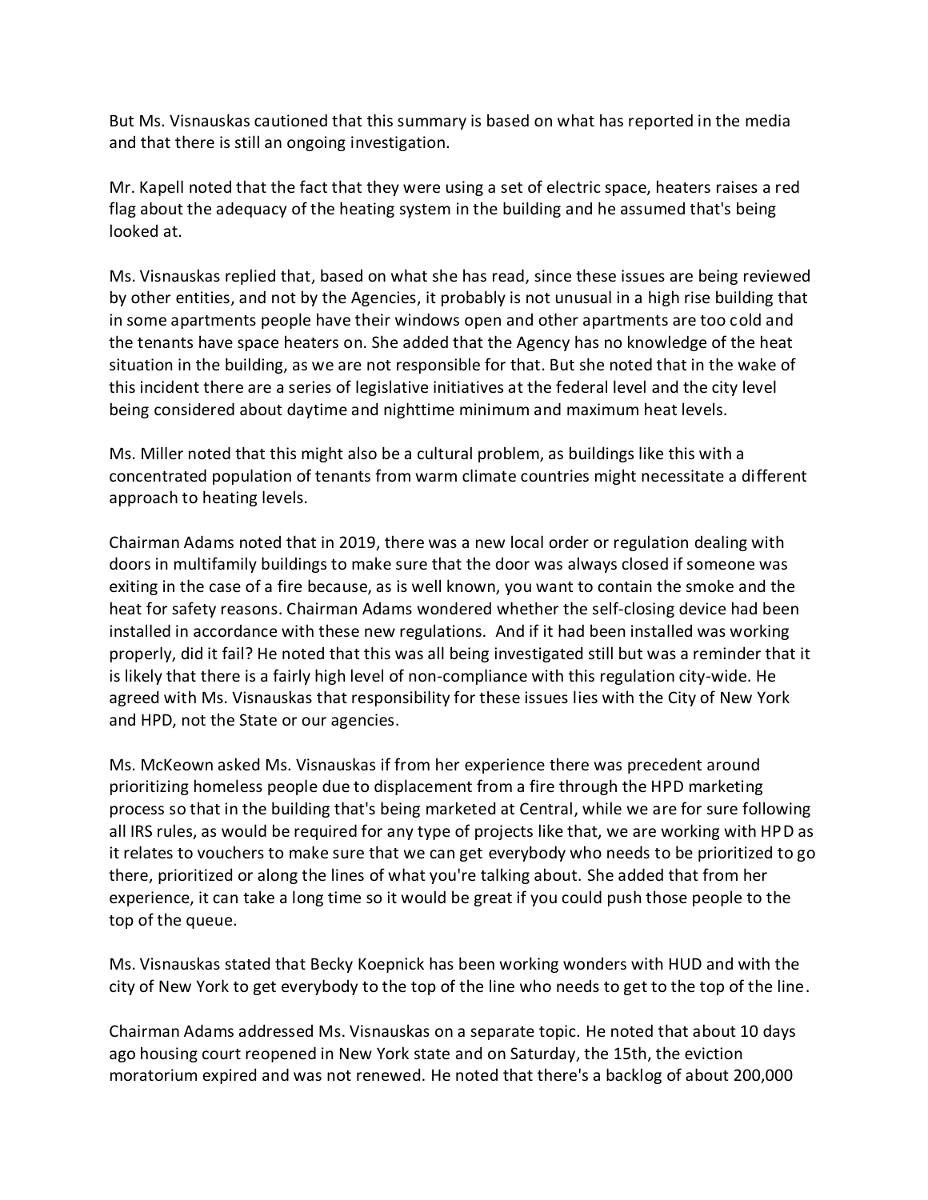But Ms. Visnauskas cautioned that this summary is based on what has reported in the media and that there is still an ongoing investigation.

Mr. Kapell noted that the fact that they were using a set of electric space, heaters raises a red flag about the adequacy of the heating system in the building and he assumed that's being looked at.

Ms. Visnauskas replied that, based on what she has read, since these issues are being reviewed by other entities, and not by the Agencies, it probably is not unusual in a high rise building that in some apartments people have their windows open and other apartments are too cold and the tenants have space heaters on. She added that the Agency has no knowledge of the heat situation in the building, as we are not responsible for that. But she noted that in the wake of this incident there are a series of legislative initiatives at the federal level and the city level being considered about daytime and nighttime minimum and maximum heat levels.

Ms. Miller noted that this might also be a cultural problem, as buildings like this with a concentrated population of tenants from warm climate countries might necessitate a different approach to heating levels.

Chairman Adams noted that in 2019, there was a new local order or regulation dealing with doors in multifamily buildings to make sure that the door was always closed if someone was exiting in the case of a fire because, as is well known, you want to contain the smoke and the heat for safety reasons. Chairman Adams wondered whether the self-closing device had been installed in accordance with these new regulations. And if it had been installed was working properly, did it fail? He noted that this was all being investigated still but was a reminder that it is likely that there is a fairly high level of non-compliance with this regulation city-wide. He agreed with Ms. Visnauskas that responsibility for these issues lies with the City of New York and HPD, not the State or our agencies.

Ms. McKeown asked Ms. Visnauskas if from her experience there was precedent around prioritizing homeless people due to displacement from a fire through the HPD marketing process so that in the building that's being marketed at Central, while we are for sure following all IRS rules, as would be required for any type of projects like that, we are working with HPD as it relates to vouchers to make sure that we can get everybody who needs to be prioritized to go there, prioritized or along the lines of what you're talking about. She added that from her experience, it can take a long time so it would be great if you could push those people to the top of the queue.

Ms. Visnauskas stated that Becky Koepnick has been working wonders with HUD and with the city of New York to get everybody to the top of the line who needs to get to the top of the line.

Chairman Adams addressed Ms. Visnauskas on a separate topic. He noted that about 10 days ago housing court reopened in New York state and on Saturday, the 15th, the eviction moratorium expired and was not renewed. He noted that there's a backlog of about 200,000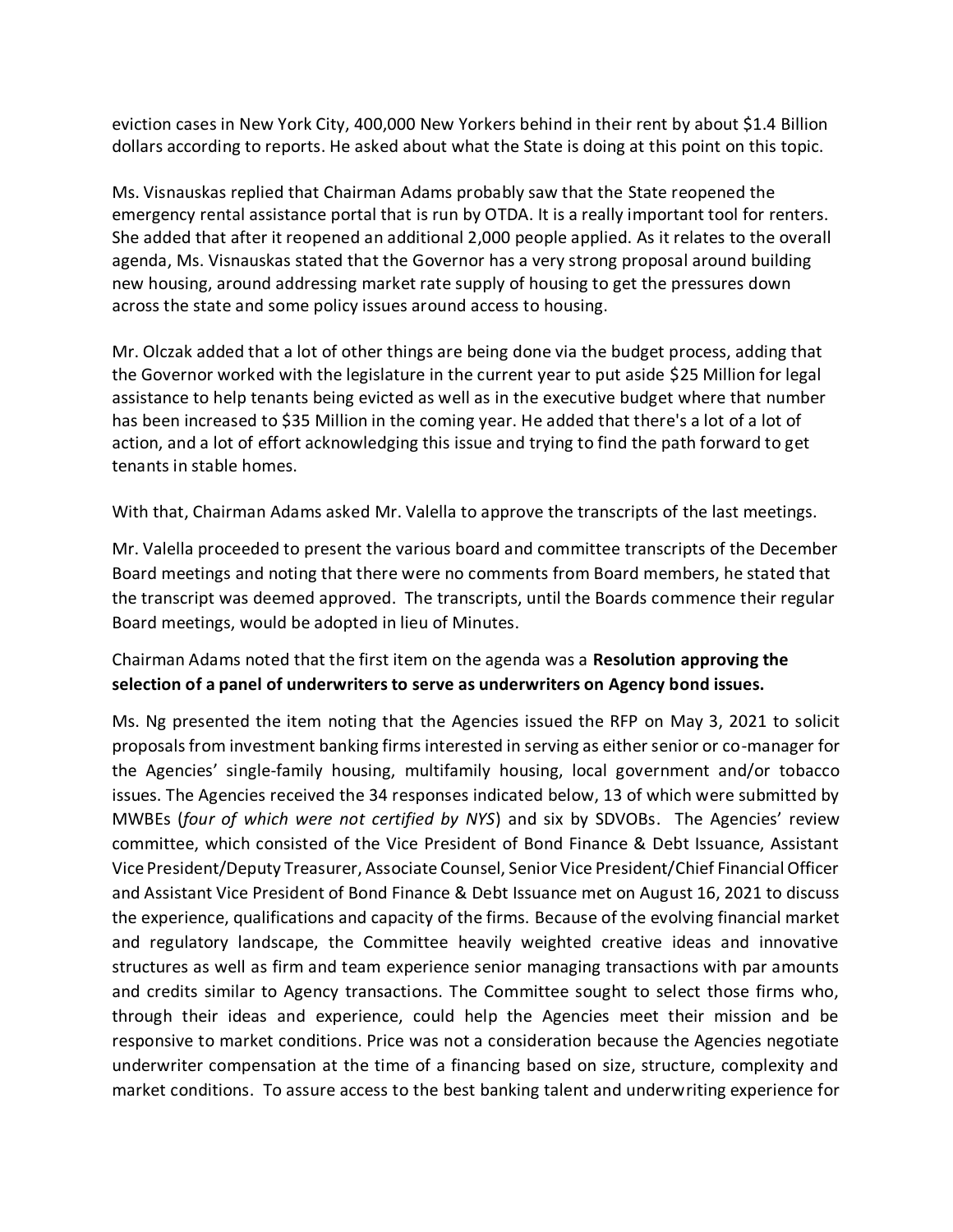eviction cases in New York City, 400,000 New Yorkers behind in their rent by about $1.4 Billion dollars according to reports. He asked about what the State is doing at this point on this topic.

Ms. Visnauskas replied that Chairman Adams probably saw that the State reopened the emergency rental assistance portal that is run by OTDA. It is a really important tool for renters. She added that after it reopened an additional 2,000 people applied. As it relates to the overall agenda, Ms. Visnauskas stated that the Governor has a very strong proposal around building new housing, around addressing market rate supply of housing to get the pressures down across the state and some policy issues around access to housing.

Mr. Olczak added that a lot of other things are being done via the budget process, adding that the Governor worked with the legislature in the current year to put aside $25 Million for legal assistance to help tenants being evicted as well as in the executive budget where that number has been increased to $35 Million in the coming year. He added that there's a lot of a lot of action, and a lot of effort acknowledging this issue and trying to find the path forward to get tenants in stable homes.

With that, Chairman Adams asked Mr. Valella to approve the transcripts of the last meetings.

Mr. Valella proceeded to present the various board and committee transcripts of the December Board meetings and noting that there were no comments from Board members, he stated that the transcript was deemed approved. The transcripts, until the Boards commence their regular Board meetings, would be adopted in lieu of Minutes.

Chairman Adams noted that the first item on the agenda was a **Resolution approving the selection of a panel of underwriters to serve as underwriters on Agency bond issues.**

Ms. Ng presented the item noting that the Agencies issued the RFP on May 3, 2021 to solicit proposals from investment banking firms interested in serving as either senior or co-manager for the Agencies' single-family housing, multifamily housing, local government and/or tobacco issues. The Agencies received the 34 responses indicated below, 13 of which were submitted by MWBEs (*four of which were not certified by NYS*) and six by SDVOBs. The Agencies' review committee, which consisted of the Vice President of Bond Finance & Debt Issuance, Assistant Vice President/Deputy Treasurer, Associate Counsel, Senior Vice President/Chief Financial Officer and Assistant Vice President of Bond Finance & Debt Issuance met on August 16, 2021 to discuss the experience, qualifications and capacity of the firms. Because of the evolving financial market and regulatory landscape, the Committee heavily weighted creative ideas and innovative structures as well as firm and team experience senior managing transactions with par amounts and credits similar to Agency transactions. The Committee sought to select those firms who, through their ideas and experience, could help the Agencies meet their mission and be responsive to market conditions. Price was not a consideration because the Agencies negotiate underwriter compensation at the time of a financing based on size, structure, complexity and market conditions. To assure access to the best banking talent and underwriting experience for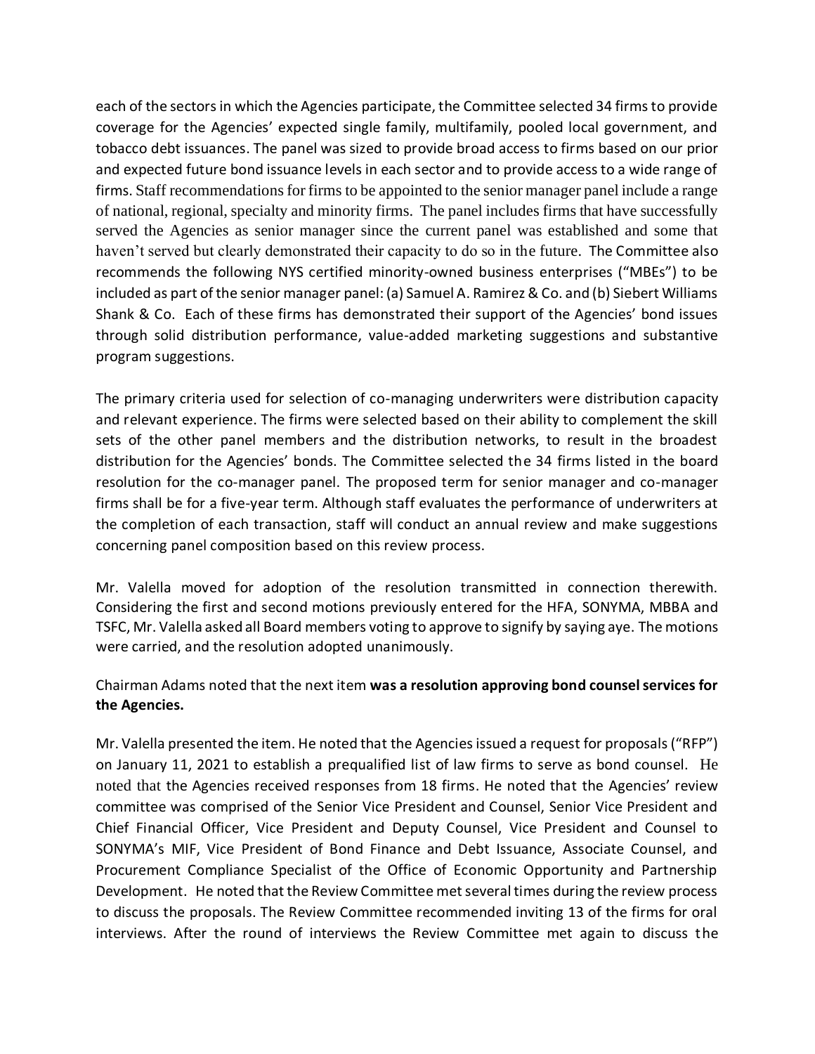each of the sectors in which the Agencies participate, the Committee selected 34 firms to provide coverage for the Agencies' expected single family, multifamily, pooled local government, and tobacco debt issuances. The panel was sized to provide broad access to firms based on our prior and expected future bond issuance levels in each sector and to provide access to a wide range of firms. Staff recommendations for firms to be appointed to the senior manager panel include a range of national, regional, specialty and minority firms. The panel includes firms that have successfully served the Agencies as senior manager since the current panel was established and some that haven't served but clearly demonstrated their capacity to do so in the future. The Committee also recommends the following NYS certified minority-owned business enterprises ("MBEs") to be included as part of the senior manager panel: (a) Samuel A. Ramirez & Co. and (b) Siebert Williams Shank & Co. Each of these firms has demonstrated their support of the Agencies' bond issues through solid distribution performance, value-added marketing suggestions and substantive program suggestions.

The primary criteria used for selection of co-managing underwriters were distribution capacity and relevant experience. The firms were selected based on their ability to complement the skill sets of the other panel members and the distribution networks, to result in the broadest distribution for the Agencies' bonds. The Committee selected the 34 firms listed in the board resolution for the co-manager panel. The proposed term for senior manager and co-manager firms shall be for a five-year term. Although staff evaluates the performance of underwriters at the completion of each transaction, staff will conduct an annual review and make suggestions concerning panel composition based on this review process.

Mr. Valella moved for adoption of the resolution transmitted in connection therewith. Considering the first and second motions previously entered for the HFA, SONYMA, MBBA and TSFC, Mr. Valella asked all Board members voting to approve to signify by saying aye. The motions were carried, and the resolution adopted unanimously.

Chairman Adams noted that the next item **was a resolution approving bond counsel services for the Agencies.**

Mr. Valella presented the item. He noted that the Agencies issued a request for proposals ("RFP") on January 11, 2021 to establish a prequalified list of law firms to serve as bond counsel. He noted that the Agencies received responses from 18 firms. He noted that the Agencies' review committee was comprised of the Senior Vice President and Counsel, Senior Vice President and Chief Financial Officer, Vice President and Deputy Counsel, Vice President and Counsel to SONYMA's MIF, Vice President of Bond Finance and Debt Issuance, Associate Counsel, and Procurement Compliance Specialist of the Office of Economic Opportunity and Partnership Development. He noted that the Review Committee met several times during the review process to discuss the proposals. The Review Committee recommended inviting 13 of the firms for oral interviews. After the round of interviews the Review Committee met again to discuss the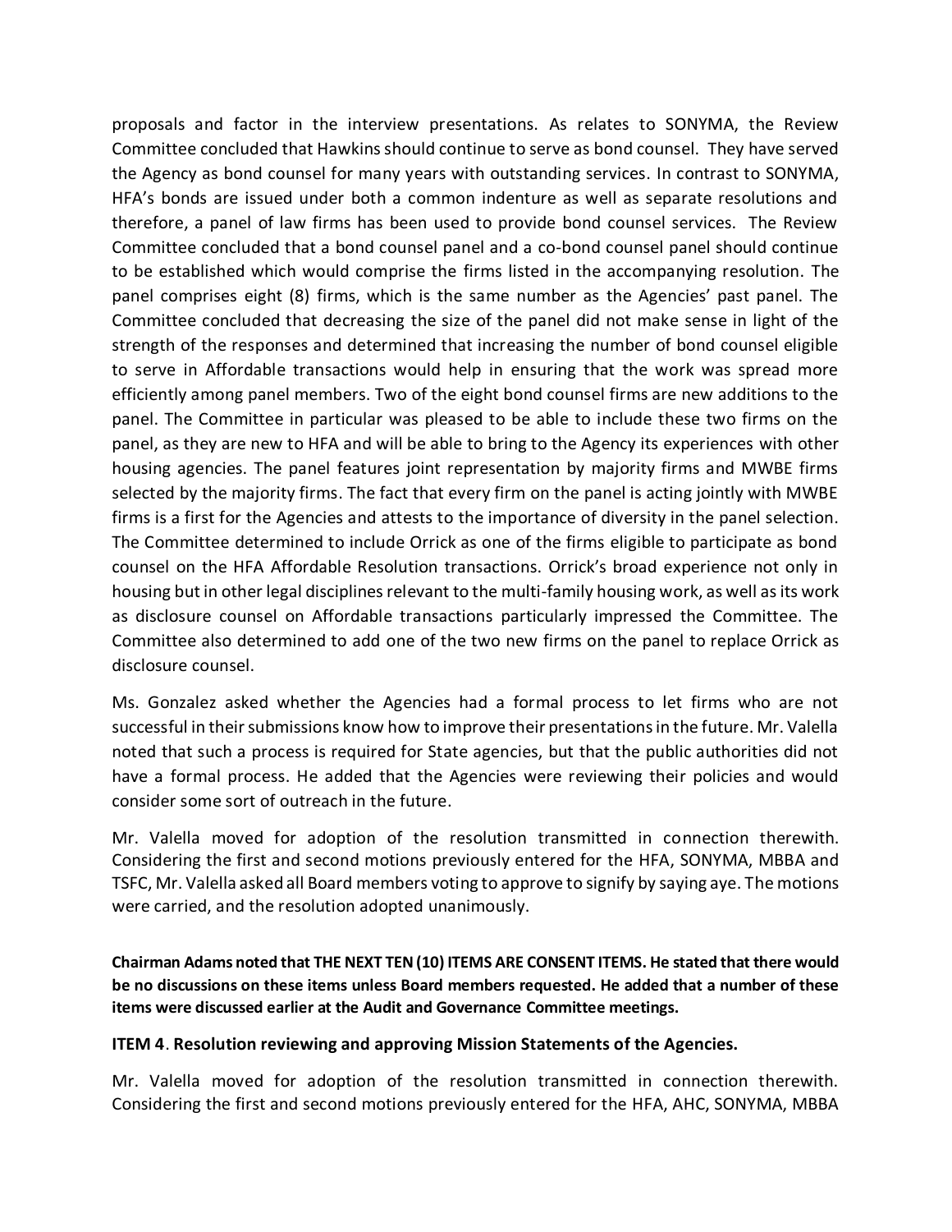proposals and factor in the interview presentations. As relates to SONYMA, the Review Committee concluded that Hawkins should continue to serve as bond counsel. They have served the Agency as bond counsel for many years with outstanding services. In contrast to SONYMA, HFA's bonds are issued under both a common indenture as well as separate resolutions and therefore, a panel of law firms has been used to provide bond counsel services. The Review Committee concluded that a bond counsel panel and a co-bond counsel panel should continue to be established which would comprise the firms listed in the accompanying resolution. The panel comprises eight (8) firms, which is the same number as the Agencies' past panel. The Committee concluded that decreasing the size of the panel did not make sense in light of the strength of the responses and determined that increasing the number of bond counsel eligible to serve in Affordable transactions would help in ensuring that the work was spread more efficiently among panel members. Two of the eight bond counsel firms are new additions to the panel. The Committee in particular was pleased to be able to include these two firms on the panel, as they are new to HFA and will be able to bring to the Agency its experiences with other housing agencies. The panel features joint representation by majority firms and MWBE firms selected by the majority firms. The fact that every firm on the panel is acting jointly with MWBE firms is a first for the Agencies and attests to the importance of diversity in the panel selection. The Committee determined to include Orrick as one of the firms eligible to participate as bond counsel on the HFA Affordable Resolution transactions. Orrick's broad experience not only in housing but in other legal disciplines relevant to the multi-family housing work, as well as its work as disclosure counsel on Affordable transactions particularly impressed the Committee. The Committee also determined to add one of the two new firms on the panel to replace Orrick as disclosure counsel.

Ms. Gonzalez asked whether the Agencies had a formal process to let firms who are not successful in their submissions know how to improve their presentations in the future. Mr. Valella noted that such a process is required for State agencies, but that the public authorities did not have a formal process. He added that the Agencies were reviewing their policies and would consider some sort of outreach in the future.

Mr. Valella moved for adoption of the resolution transmitted in connection therewith. Considering the first and second motions previously entered for the HFA, SONYMA, MBBA and TSFC, Mr. Valella asked all Board members voting to approve to signify by saying aye. The motions were carried, and the resolution adopted unanimously.

**Chairman Adams noted that THE NEXT TEN (10) ITEMS ARE CONSENT ITEMS. He stated that there would be no discussions on these items unless Board members requested. He added that a number of these items were discussed earlier at the Audit and Governance Committee meetings.**

**ITEM 4**. **Resolution reviewing and approving Mission Statements of the Agencies.**

Mr. Valella moved for adoption of the resolution transmitted in connection therewith. Considering the first and second motions previously entered for the HFA, AHC, SONYMA, MBBA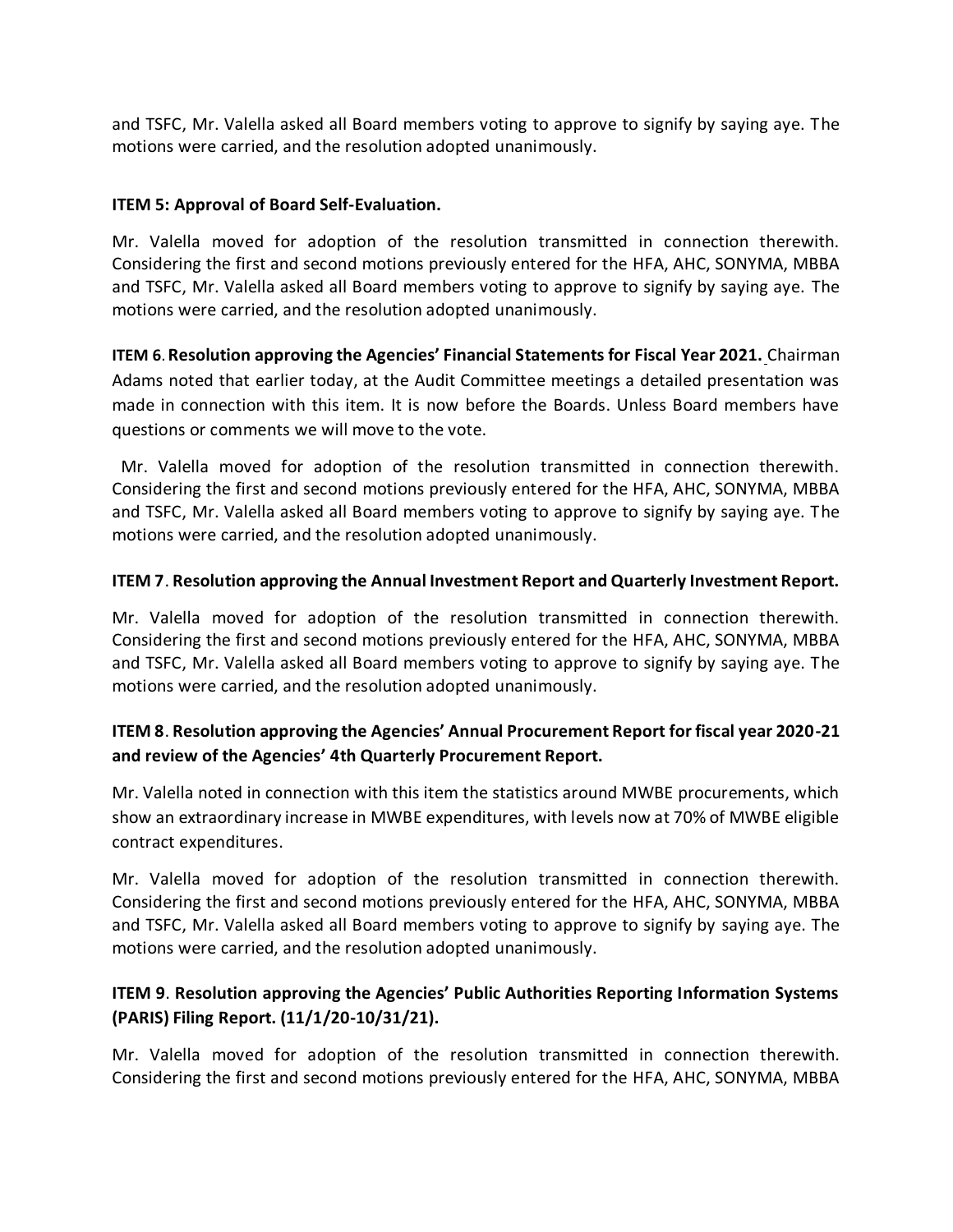and TSFC, Mr. Valella asked all Board members voting to approve to signify by saying aye. The motions were carried, and the resolution adopted unanimously.

**ITEM 5: Approval of Board Self-Evaluation.**

Mr. Valella moved for adoption of the resolution transmitted in connection therewith. Considering the first and second motions previously entered for the HFA, AHC, SONYMA, MBBA and TSFC, Mr. Valella asked all Board members voting to approve to signify by saying aye. The motions were carried, and the resolution adopted unanimously.

**ITEM 6. Resolution approving the Agencies' Financial Statements for Fiscal Year 2021.** Chairman Adams noted that earlier today, at the Audit Committee meetings a detailed presentation was made in connection with this item. It is now before the Boards. Unless Board members have questions or comments we will move to the vote.

Mr. Valella moved for adoption of the resolution transmitted in connection therewith. Considering the first and second motions previously entered for the HFA, AHC, SONYMA, MBBA and TSFC, Mr. Valella asked all Board members voting to approve to signify by saying aye. The motions were carried, and the resolution adopted unanimously.

**ITEM 7. Resolution approving the Annual Investment Report and Quarterly Investment Report.**

Mr. Valella moved for adoption of the resolution transmitted in connection therewith. Considering the first and second motions previously entered for the HFA, AHC, SONYMA, MBBA and TSFC, Mr. Valella asked all Board members voting to approve to signify by saying aye. The motions were carried, and the resolution adopted unanimously.

**ITEM 8. Resolution approving the Agencies' Annual Procurement Report for fiscal year 2020-21 and review of the Agencies' 4th Quarterly Procurement Report.**

Mr. Valella noted in connection with this item the statistics around MWBE procurements, which show an extraordinary increase in MWBE expenditures, with levels now at 70% of MWBE eligible contract expenditures.

Mr. Valella moved for adoption of the resolution transmitted in connection therewith. Considering the first and second motions previously entered for the HFA, AHC, SONYMA, MBBA and TSFC, Mr. Valella asked all Board members voting to approve to signify by saying aye. The motions were carried, and the resolution adopted unanimously.

**ITEM 9. Resolution approving the Agencies' Public Authorities Reporting Information Systems (PARIS) Filing Report. (11/1/20-10/31/21).**

Mr. Valella moved for adoption of the resolution transmitted in connection therewith. Considering the first and second motions previously entered for the HFA, AHC, SONYMA, MBBA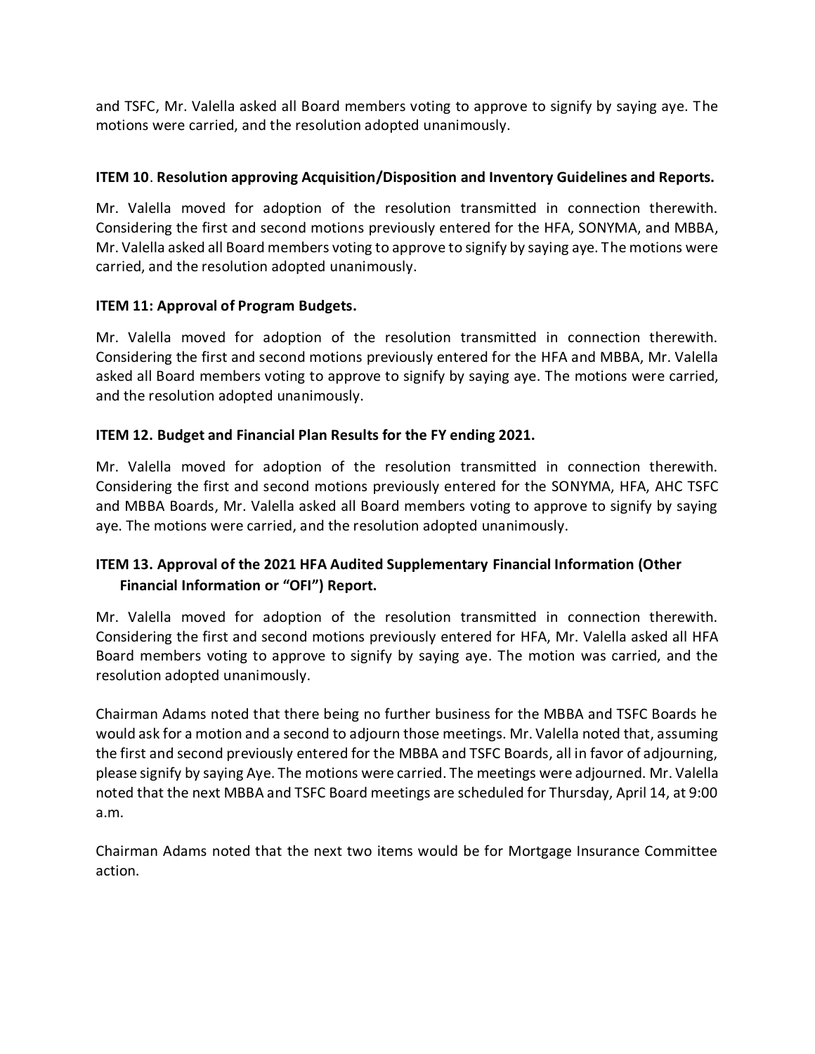and TSFC, Mr. Valella asked all Board members voting to approve to signify by saying aye. The motions were carried, and the resolution adopted unanimously.

**ITEM 10**. **Resolution approving Acquisition/Disposition and Inventory Guidelines and Reports.**

Mr. Valella moved for adoption of the resolution transmitted in connection therewith. Considering the first and second motions previously entered for the HFA, SONYMA, and MBBA, Mr. Valella asked all Board members voting to approve to signify by saying aye. The motions were carried, and the resolution adopted unanimously.

**ITEM 11: Approval of Program Budgets.**

Mr. Valella moved for adoption of the resolution transmitted in connection therewith. Considering the first and second motions previously entered for the HFA and MBBA, Mr. Valella asked all Board members voting to approve to signify by saying aye. The motions were carried, and the resolution adopted unanimously.

**ITEM 12. Budget and Financial Plan Results for the FY ending 2021.**

Mr. Valella moved for adoption of the resolution transmitted in connection therewith. Considering the first and second motions previously entered for the SONYMA, HFA, AHC TSFC and MBBA Boards, Mr. Valella asked all Board members voting to approve to signify by saying aye. The motions were carried, and the resolution adopted unanimously.

**ITEM 13. Approval of the 2021 HFA Audited Supplementary Financial Information (Other Financial Information or "OFI") Report.**

Mr. Valella moved for adoption of the resolution transmitted in connection therewith. Considering the first and second motions previously entered for HFA, Mr. Valella asked all HFA Board members voting to approve to signify by saying aye. The motion was carried, and the resolution adopted unanimously.

Chairman Adams noted that there being no further business for the MBBA and TSFC Boards he would ask for a motion and a second to adjourn those meetings. Mr. Valella noted that, assuming the first and second previously entered for the MBBA and TSFC Boards, all in favor of adjourning, please signify by saying Aye. The motions were carried. The meetings were adjourned. Mr. Valella noted that the next MBBA and TSFC Board meetings are scheduled for Thursday, April 14, at 9:00 a.m.

Chairman Adams noted that the next two items would be for Mortgage Insurance Committee action.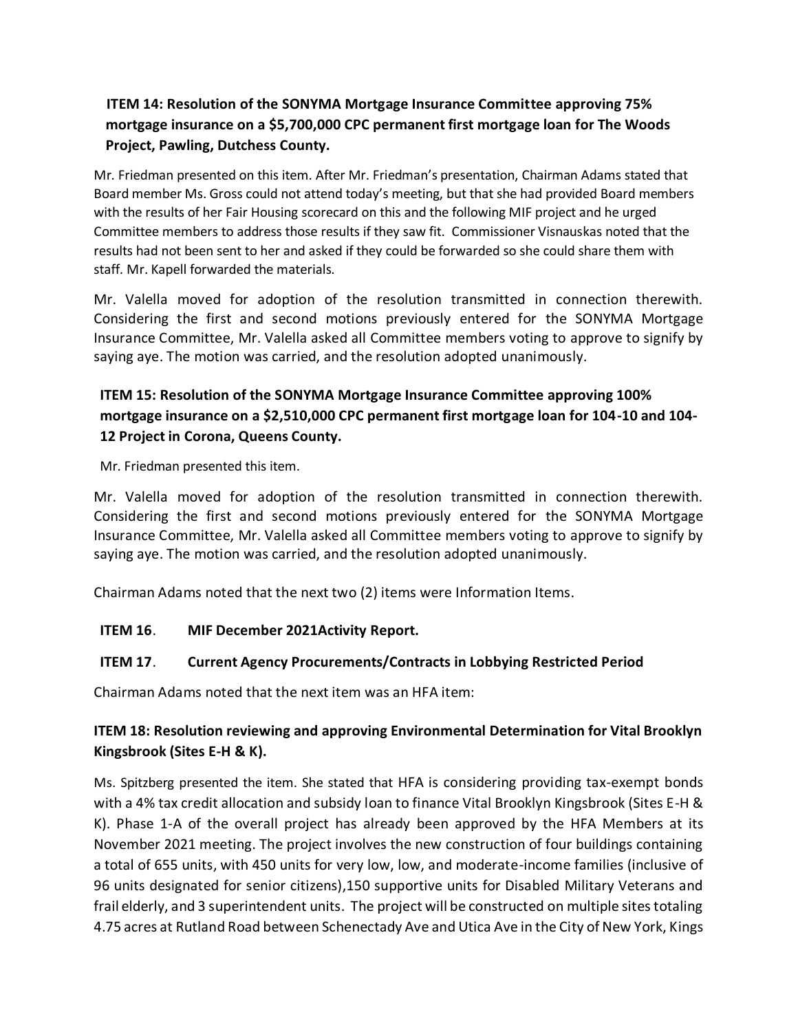**ITEM 14: Resolution of the SONYMA Mortgage Insurance Committee approving 75% mortgage insurance on a $5,700,000 CPC permanent first mortgage loan for The Woods Project, Pawling, Dutchess County.**

Mr. Friedman presented on this item. After Mr. Friedman's presentation, Chairman Adams stated that Board member Ms. Gross could not attend today's meeting, but that she had provided Board members with the results of her Fair Housing scorecard on this and the following MIF project and he urged Committee members to address those results if they saw fit. Commissioner Visnauskas noted that the results had not been sent to her and asked if they could be forwarded so she could share them with staff. Mr. Kapell forwarded the materials.

Mr. Valella moved for adoption of the resolution transmitted in connection therewith. Considering the first and second motions previously entered for the SONYMA Mortgage Insurance Committee, Mr. Valella asked all Committee members voting to approve to signify by saying aye. The motion was carried, and the resolution adopted unanimously.

**ITEM 15: Resolution of the SONYMA Mortgage Insurance Committee approving 100% mortgage insurance on a $2,510,000 CPC permanent first mortgage loan for 104-10 and 104-12 Project in Corona, Queens County.**

Mr. Friedman presented this item.

Mr. Valella moved for adoption of the resolution transmitted in connection therewith. Considering the first and second motions previously entered for the SONYMA Mortgage Insurance Committee, Mr. Valella asked all Committee members voting to approve to signify by saying aye. The motion was carried, and the resolution adopted unanimously.

Chairman Adams noted that the next two (2) items were Information Items.

**ITEM 16. MIF December 2021Activity Report.**

**ITEM 17. Current Agency Procurements/Contracts in Lobbying Restricted Period**

Chairman Adams noted that the next item was an HFA item:

**ITEM 18: Resolution reviewing and approving Environmental Determination for Vital Brooklyn Kingsbrook (Sites E-H & K).**

Ms. Spitzberg presented the item. She stated that HFA is considering providing tax-exempt bonds with a 4% tax credit allocation and subsidy loan to finance Vital Brooklyn Kingsbrook (Sites E-H & K). Phase 1-A of the overall project has already been approved by the HFA Members at its November 2021 meeting. The project involves the new construction of four buildings containing a total of 655 units, with 450 units for very low, low, and moderate-income families (inclusive of 96 units designated for senior citizens),150 supportive units for Disabled Military Veterans and frail elderly, and 3 superintendent units. The project will be constructed on multiple sites totaling 4.75 acres at Rutland Road between Schenectady Ave and Utica Ave in the City of New York, Kings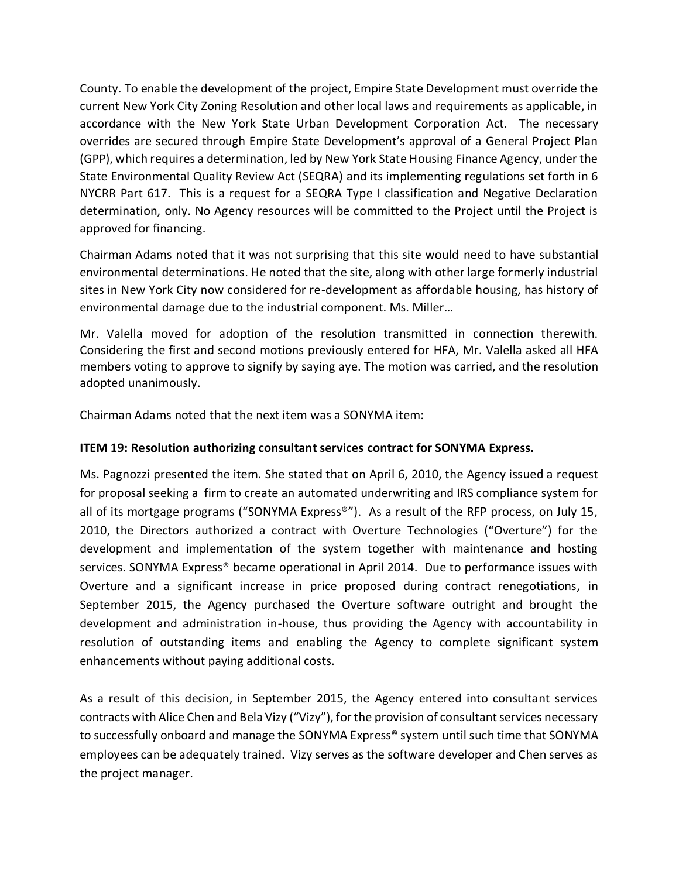County. To enable the development of the project, Empire State Development must override the current New York City Zoning Resolution and other local laws and requirements as applicable, in accordance with the New York State Urban Development Corporation Act. The necessary overrides are secured through Empire State Development's approval of a General Project Plan (GPP), which requires a determination, led by New York State Housing Finance Agency, under the State Environmental Quality Review Act (SEQRA) and its implementing regulations set forth in 6 NYCRR Part 617. This is a request for a SEQRA Type I classification and Negative Declaration determination, only. No Agency resources will be committed to the Project until the Project is approved for financing.

Chairman Adams noted that it was not surprising that this site would need to have substantial environmental determinations. He noted that the site, along with other large formerly industrial sites in New York City now considered for re-development as affordable housing, has history of environmental damage due to the industrial component. Ms. Miller…

Mr. Valella moved for adoption of the resolution transmitted in connection therewith. Considering the first and second motions previously entered for HFA, Mr. Valella asked all HFA members voting to approve to signify by saying aye. The motion was carried, and the resolution adopted unanimously.

Chairman Adams noted that the next item was a SONYMA item:

**ITEM 19: Resolution authorizing consultant services contract for SONYMA Express.**

Ms. Pagnozzi presented the item. She stated that on April 6, 2010, the Agency issued a request for proposal seeking a firm to create an automated underwriting and IRS compliance system for all of its mortgage programs ("SONYMA Express®"). As a result of the RFP process, on July 15, 2010, the Directors authorized a contract with Overture Technologies ("Overture") for the development and implementation of the system together with maintenance and hosting services. SONYMA Express® became operational in April 2014. Due to performance issues with Overture and a significant increase in price proposed during contract renegotiations, in September 2015, the Agency purchased the Overture software outright and brought the development and administration in-house, thus providing the Agency with accountability in resolution of outstanding items and enabling the Agency to complete significant system enhancements without paying additional costs.

As a result of this decision, in September 2015, the Agency entered into consultant services contracts with Alice Chen and Bela Vizy ("Vizy"), for the provision of consultant services necessary to successfully onboard and manage the SONYMA Express® system until such time that SONYMA employees can be adequately trained. Vizy serves as the software developer and Chen serves as the project manager.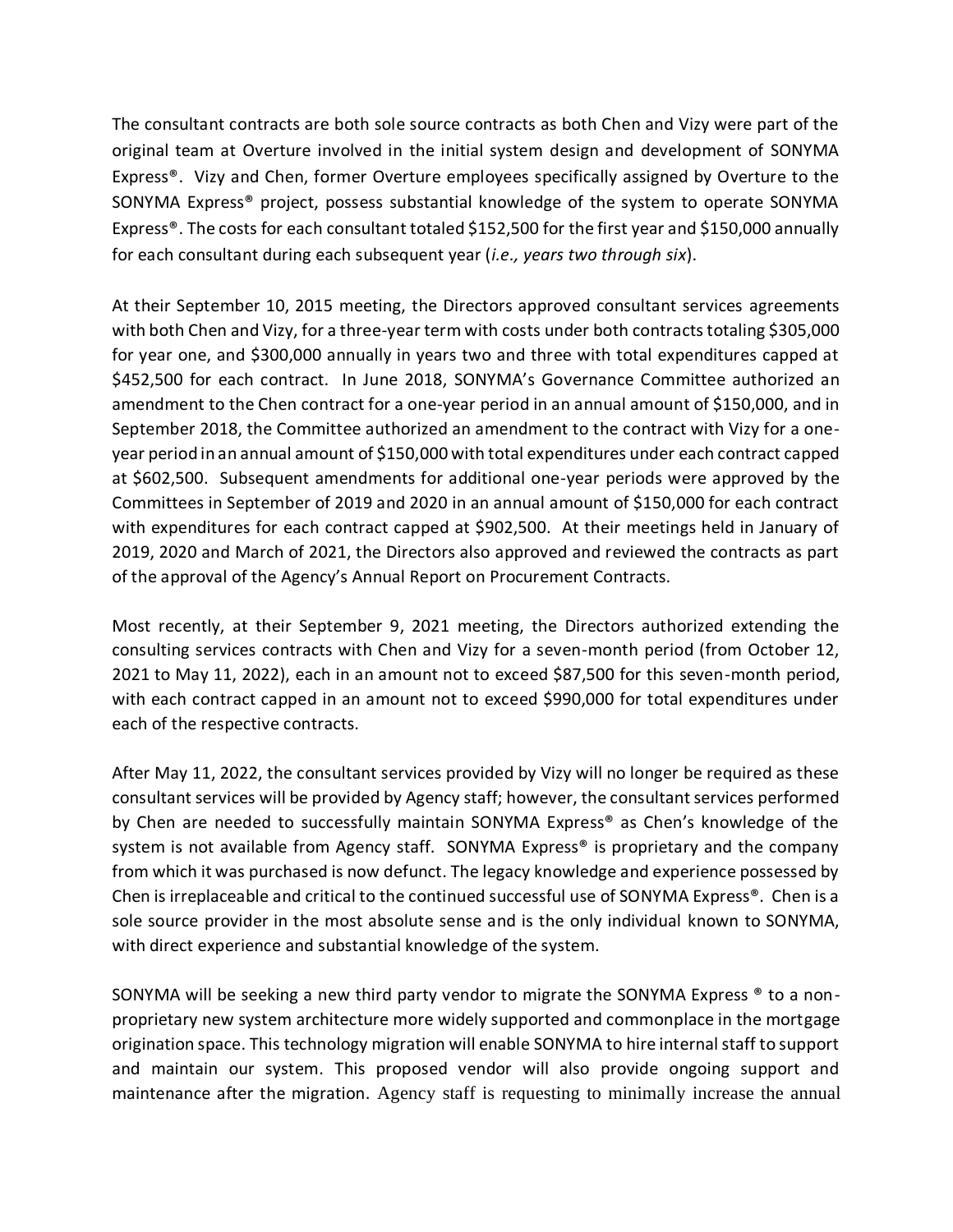The consultant contracts are both sole source contracts as both Chen and Vizy were part of the original team at Overture involved in the initial system design and development of SONYMA Express®. Vizy and Chen, former Overture employees specifically assigned by Overture to the SONYMA Express® project, possess substantial knowledge of the system to operate SONYMA Express®. The costs for each consultant totaled $152,500 for the first year and $150,000 annually for each consultant during each subsequent year (*i.e., years two through six*).

At their September 10, 2015 meeting, the Directors approved consultant services agreements with both Chen and Vizy, for a three-year term with costs under both contracts totaling $305,000 for year one, and $300,000 annually in years two and three with total expenditures capped at $452,500 for each contract. In June 2018, SONYMA's Governance Committee authorized an amendment to the Chen contract for a one-year period in an annual amount of $150,000, and in September 2018, the Committee authorized an amendment to the contract with Vizy for a one-year period in an annual amount of $150,000 with total expenditures under each contract capped at $602,500. Subsequent amendments for additional one-year periods were approved by the Committees in September of 2019 and 2020 in an annual amount of $150,000 for each contract with expenditures for each contract capped at $902,500. At their meetings held in January of 2019, 2020 and March of 2021, the Directors also approved and reviewed the contracts as part of the approval of the Agency's Annual Report on Procurement Contracts.

Most recently, at their September 9, 2021 meeting, the Directors authorized extending the consulting services contracts with Chen and Vizy for a seven-month period (from October 12, 2021 to May 11, 2022), each in an amount not to exceed $87,500 for this seven-month period, with each contract capped in an amount not to exceed $990,000 for total expenditures under each of the respective contracts.

After May 11, 2022, the consultant services provided by Vizy will no longer be required as these consultant services will be provided by Agency staff; however, the consultant services performed by Chen are needed to successfully maintain SONYMA Express® as Chen's knowledge of the system is not available from Agency staff. SONYMA Express® is proprietary and the company from which it was purchased is now defunct. The legacy knowledge and experience possessed by Chen is irreplaceable and critical to the continued successful use of SONYMA Express®. Chen is a sole source provider in the most absolute sense and is the only individual known to SONYMA, with direct experience and substantial knowledge of the system.

SONYMA will be seeking a new third party vendor to migrate the SONYMA Express ® to a non-proprietary new system architecture more widely supported and commonplace in the mortgage origination space. This technology migration will enable SONYMA to hire internal staff to support and maintain our system. This proposed vendor will also provide ongoing support and maintenance after the migration. Agency staff is requesting to minimally increase the annual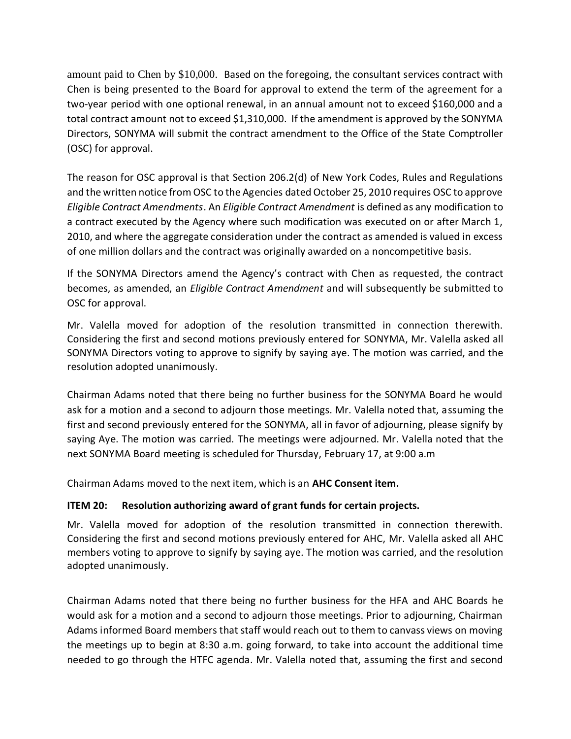amount paid to Chen by $10,000. Based on the foregoing, the consultant services contract with Chen is being presented to the Board for approval to extend the term of the agreement for a two-year period with one optional renewal, in an annual amount not to exceed $160,000 and a total contract amount not to exceed $1,310,000. If the amendment is approved by the SONYMA Directors, SONYMA will submit the contract amendment to the Office of the State Comptroller (OSC) for approval.

The reason for OSC approval is that Section 206.2(d) of New York Codes, Rules and Regulations and the written notice from OSC to the Agencies dated October 25, 2010 requires OSC to approve *Eligible Contract Amendments*. An *Eligible Contract Amendment* is defined as any modification to a contract executed by the Agency where such modification was executed on or after March 1, 2010, and where the aggregate consideration under the contract as amended is valued in excess of one million dollars and the contract was originally awarded on a noncompetitive basis.

If the SONYMA Directors amend the Agency's contract with Chen as requested, the contract becomes, as amended, an *Eligible Contract Amendment* and will subsequently be submitted to OSC for approval.

Mr. Valella moved for adoption of the resolution transmitted in connection therewith. Considering the first and second motions previously entered for SONYMA, Mr. Valella asked all SONYMA Directors voting to approve to signify by saying aye. The motion was carried, and the resolution adopted unanimously.

Chairman Adams noted that there being no further business for the SONYMA Board he would ask for a motion and a second to adjourn those meetings. Mr. Valella noted that, assuming the first and second previously entered for the SONYMA, all in favor of adjourning, please signify by saying Aye. The motion was carried. The meetings were adjourned. Mr. Valella noted that the next SONYMA Board meeting is scheduled for Thursday, February 17, at 9:00 a.m

Chairman Adams moved to the next item, which is an **AHC Consent item.**

**ITEM 20: Resolution authorizing award of grant funds for certain projects.**

Mr. Valella moved for adoption of the resolution transmitted in connection therewith. Considering the first and second motions previously entered for AHC, Mr. Valella asked all AHC members voting to approve to signify by saying aye. The motion was carried, and the resolution adopted unanimously.

Chairman Adams noted that there being no further business for the HFA and AHC Boards he would ask for a motion and a second to adjourn those meetings. Prior to adjourning, Chairman Adams informed Board members that staff would reach out to them to canvass views on moving the meetings up to begin at 8:30 a.m. going forward, to take into account the additional time needed to go through the HTFC agenda. Mr. Valella noted that, assuming the first and second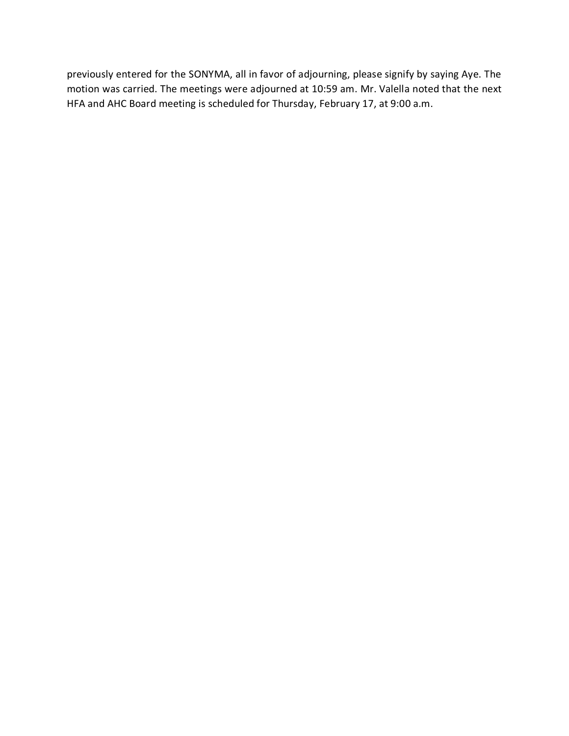previously entered for the SONYMA, all in favor of adjourning, please signify by saying Aye. The motion was carried. The meetings were adjourned at 10:59 am. Mr. Valella noted that the next HFA and AHC Board meeting is scheduled for Thursday, February 17, at 9:00 a.m.